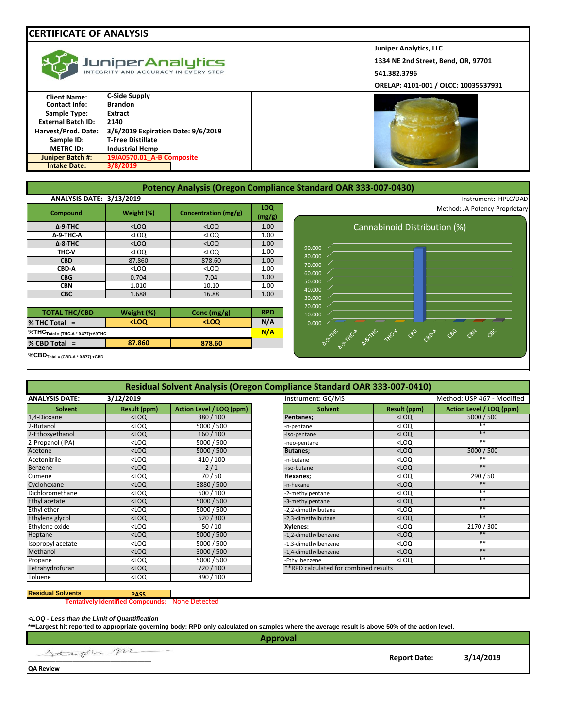# CERTIFICATE OF ANALYSIS

**Juniper Analytics, LLC**
**1334 NE 2nd Street, Bend, OR, 97701**
**541.382.3796**
**ORELAP: 4101-001 / OLCC: 10035537931**

JuniperAnalytics — INTEGRITY AND ACCURACY IN EVERY STEP

| | |
|---|---|
| **Client Name:** | **C-Side Supply** |
| **Contact Info:** | **Brandon** |
| **Sample Type:** | **Extract** |
| **External Batch ID:** | **2140** |
| **Harvest/Prod. Date:** | **3/6/2019 Expiration Date: 9/6/2019** |
| **Sample ID:** | **T-Free Distillate** |
| **METRC ID:** | **Industrial Hemp** |
| **Juniper Batch #:** | **19JA0570.01_A-B Composite** |
| **Intake Date:** | **3/8/2019** |

## Potency Analysis (Oregon Compliance Standard OAR 333-007-0430)

**ANALYSIS DATE: 3/13/2019**

Instrument: HPLC/DAD
Method: JA-Potency-Proprietary

| Compound | Weight (%) | Concentration (mg/g) | LOQ (mg/g) |
|---|---|---|---|
| Δ-9-THC | <LOQ | <LOQ | 1.00 |
| Δ-9-THC-A | <LOQ | <LOQ | 1.00 |
| Δ-8-THC | <LOQ | <LOQ | 1.00 |
| THC-V | <LOQ | <LOQ | 1.00 |
| CBD | 87.860 | 878.60 | 1.00 |
| CBD-A | <LOQ | <LOQ | 1.00 |
| CBG | 0.704 | 7.04 | 1.00 |
| CBN | 1.010 | 10.10 | 1.00 |
| CBC | 1.688 | 16.88 | 1.00 |

| TOTAL THC/CBD | Weight (%) | Conc (mg/g) | RPD |
|---|---|---|---|
| % THC Total = | <LOQ | <LOQ | N/A |
| $\%THC_{Total = (THC\text{-}A * 0.877) + \Delta 9THC}$ | | | N/A |
| % CBD Total = | 87.860 | 878.60 | |
| $\%CBD_{Total = (CBD\text{-}A * 0.877) + CBD}$ | | | |

Cannabinoid Distribution (%)

## Residual Solvent Analysis (Oregon Compliance Standard OAR 333-007-0410)

**ANALYSIS DATE: 3/12/2019**

Instrument: GC/MS
Method: USP 467 - Modified

| Solvent | Result (ppm) | Action Level / LOQ (ppm) |
|---|---|---|
| 1,4-Dioxane | <LOQ | 380 / 100 |
| 2-Butanol | <LOQ | 5000 / 500 |
| 2-Ethoxyethanol | <LOQ | 160 / 100 |
| 2-Propanol (IPA) | <LOQ | 5000 / 500 |
| Acetone | <LOQ | 5000 / 500 |
| Acetonitrile | <LOQ | 410 / 100 |
| Benzene | <LOQ | 2 / 1 |
| Cumene | <LOQ | 70 / 50 |
| Cyclohexane | <LOQ | 3880 / 500 |
| Dichloromethane | <LOQ | 600 / 100 |
| Ethyl acetate | <LOQ | 5000 / 500 |
| Ethyl ether | <LOQ | 5000 / 500 |
| Ethylene glycol | <LOQ | 620 / 300 |
| Ethylene oxide | <LOQ | 50 / 10 |
| Heptane | <LOQ | 5000 / 500 |
| Isopropyl acetate | <LOQ | 5000 / 500 |
| Methanol | <LOQ | 3000 / 500 |
| Propane | <LOQ | 5000 / 500 |
| Tetrahydrofuran | <LOQ | 720 / 100 |
| Toluene | <LOQ | 890 / 100 |

| Solvent | Result (ppm) | Action Level / LOQ (ppm) |
|---|---|---|
| **Pentanes;** | <LOQ | 5000 / 500 |
| -n-pentane | <LOQ | ** |
| -iso-pentane | <LOQ | ** |
| -neo-pentane | <LOQ | ** |
| **Butanes;** | <LOQ | 5000 / 500 |
| -n-butane | <LOQ | ** |
| -iso-butane | <LOQ | ** |
| **Hexanes;** | <LOQ | 290 / 50 |
| -n-hexane | <LOQ | ** |
| -2-methylpentane | <LOQ | ** |
| -3-methylpentane | <LOQ | ** |
| -2,2-dimethylbutane | <LOQ | ** |
| -2,3-dimethylbutane | <LOQ | ** |
| **Xylenes;** | <LOQ | 2170 / 300 |
| -1,2-dimethylbenzene | <LOQ | ** |
| -1,3-dimethylbenzene | <LOQ | ** |
| -1,4-dimethylbenzene | <LOQ | ** |
| -Ethyl benzene | <LOQ | ** |

**RPD calculated for combined results

| | |
|---|---|
| **Residual Solvents** | **PASS** |

**Tentatively Identified Compounds:** None Detected

*<LOQ - Less than the Limit of Quantification*

***Largest hit reported to appropriate governing body; RPD only calculated on samples where the average result is above 50% of the action level.**

## Approval

**QA Review**

**Report Date:** **3/14/2019**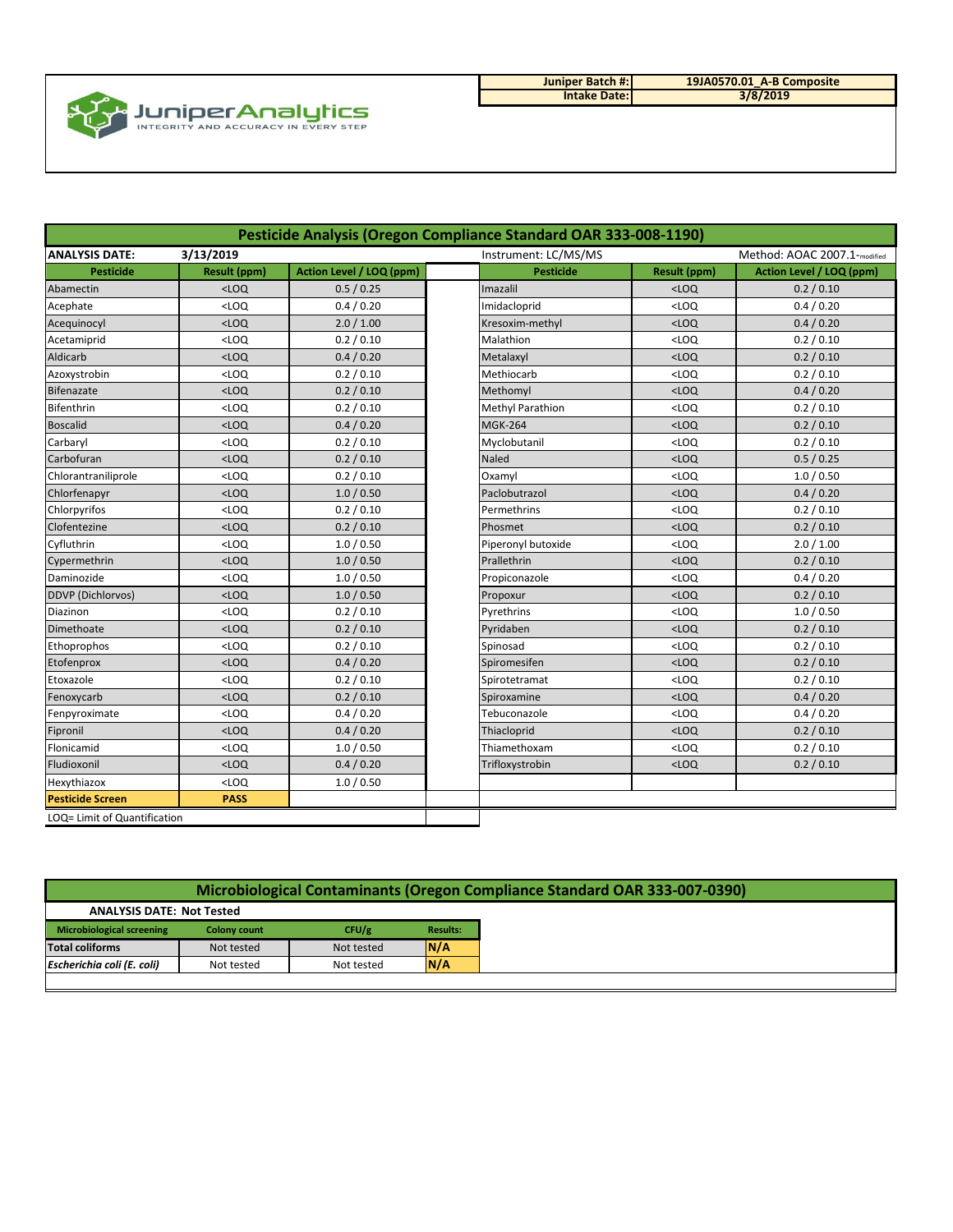JuniperAnalytics
INTEGRITY AND ACCURACY IN EVERY STEP

| | |
|---|---|
| **Juniper Batch #:** | **19JA0570.01_A-B Composite** |
| **Intake Date:** | **3/8/2019** |

## Pesticide Analysis (Oregon Compliance Standard OAR 333-008-1190)

**ANALYSIS DATE:** **3/13/2019** — Instrument: LC/MS/MS — Method: AOAC 2007.1-modified

| Pesticide | Result (ppm) | Action Level / LOQ (ppm) | Pesticide | Result (ppm) | Action Level / LOQ (ppm) |
|---|---|---|---|---|---|
| Abamectin | <LOQ | 0.5 / 0.25 | Imazalil | <LOQ | 0.2 / 0.10 |
| Acephate | <LOQ | 0.4 / 0.20 | Imidacloprid | <LOQ | 0.4 / 0.20 |
| Acequinocyl | <LOQ | 2.0 / 1.00 | Kresoxim-methyl | <LOQ | 0.4 / 0.20 |
| Acetamiprid | <LOQ | 0.2 / 0.10 | Malathion | <LOQ | 0.2 / 0.10 |
| Aldicarb | <LOQ | 0.4 / 0.20 | Metalaxyl | <LOQ | 0.2 / 0.10 |
| Azoxystrobin | <LOQ | 0.2 / 0.10 | Methiocarb | <LOQ | 0.2 / 0.10 |
| Bifenazate | <LOQ | 0.2 / 0.10 | Methomyl | <LOQ | 0.4 / 0.20 |
| Bifenthrin | <LOQ | 0.2 / 0.10 | Methyl Parathion | <LOQ | 0.2 / 0.10 |
| Boscalid | <LOQ | 0.4 / 0.20 | MGK-264 | <LOQ | 0.2 / 0.10 |
| Carbaryl | <LOQ | 0.2 / 0.10 | Myclobutanil | <LOQ | 0.2 / 0.10 |
| Carbofuran | <LOQ | 0.2 / 0.10 | Naled | <LOQ | 0.5 / 0.25 |
| Chlorantraniliprole | <LOQ | 0.2 / 0.10 | Oxamyl | <LOQ | 1.0 / 0.50 |
| Chlorfenapyr | <LOQ | 1.0 / 0.50 | Paclobutrazol | <LOQ | 0.4 / 0.20 |
| Chlorpyrifos | <LOQ | 0.2 / 0.10 | Permethrins | <LOQ | 0.2 / 0.10 |
| Clofentezine | <LOQ | 0.2 / 0.10 | Phosmet | <LOQ | 0.2 / 0.10 |
| Cyfluthrin | <LOQ | 1.0 / 0.50 | Piperonyl butoxide | <LOQ | 2.0 / 1.00 |
| Cypermethrin | <LOQ | 1.0 / 0.50 | Prallethrin | <LOQ | 0.2 / 0.10 |
| Daminozide | <LOQ | 1.0 / 0.50 | Propiconazole | <LOQ | 0.4 / 0.20 |
| DDVP (Dichlorvos) | <LOQ | 1.0 / 0.50 | Propoxur | <LOQ | 0.2 / 0.10 |
| Diazinon | <LOQ | 0.2 / 0.10 | Pyrethrins | <LOQ | 1.0 / 0.50 |
| Dimethoate | <LOQ | 0.2 / 0.10 | Pyridaben | <LOQ | 0.2 / 0.10 |
| Ethoprophos | <LOQ | 0.2 / 0.10 | Spinosad | <LOQ | 0.2 / 0.10 |
| Etofenprox | <LOQ | 0.4 / 0.20 | Spiromesifen | <LOQ | 0.2 / 0.10 |
| Etoxazole | <LOQ | 0.2 / 0.10 | Spirotetramat | <LOQ | 0.2 / 0.10 |
| Fenoxycarb | <LOQ | 0.2 / 0.10 | Spiroxamine | <LOQ | 0.4 / 0.20 |
| Fenpyroximate | <LOQ | 0.4 / 0.20 | Tebuconazole | <LOQ | 0.4 / 0.20 |
| Fipronil | <LOQ | 0.4 / 0.20 | Thiacloprid | <LOQ | 0.2 / 0.10 |
| Flonicamid | <LOQ | 1.0 / 0.50 | Thiamethoxam | <LOQ | 0.2 / 0.10 |
| Fludioxonil | <LOQ | 0.4 / 0.20 | Trifloxystrobin | <LOQ | 0.2 / 0.10 |
| Hexythiazox | <LOQ | 1.0 / 0.50 | | | |
| **Pesticide Screen** | **PASS** | | | | |

LOQ= Limit of Quantification

## Microbiological Contaminants (Oregon Compliance Standard OAR 333-007-0390)

**ANALYSIS DATE: Not Tested**

| Microbiological screening | Colony count | CFU/g | Results: |
|---|---|---|---|
| **Total coliforms** | Not tested | Not tested | **N/A** |
| ***Escherichia coli (E. coli)*** | Not tested | Not tested | **N/A** |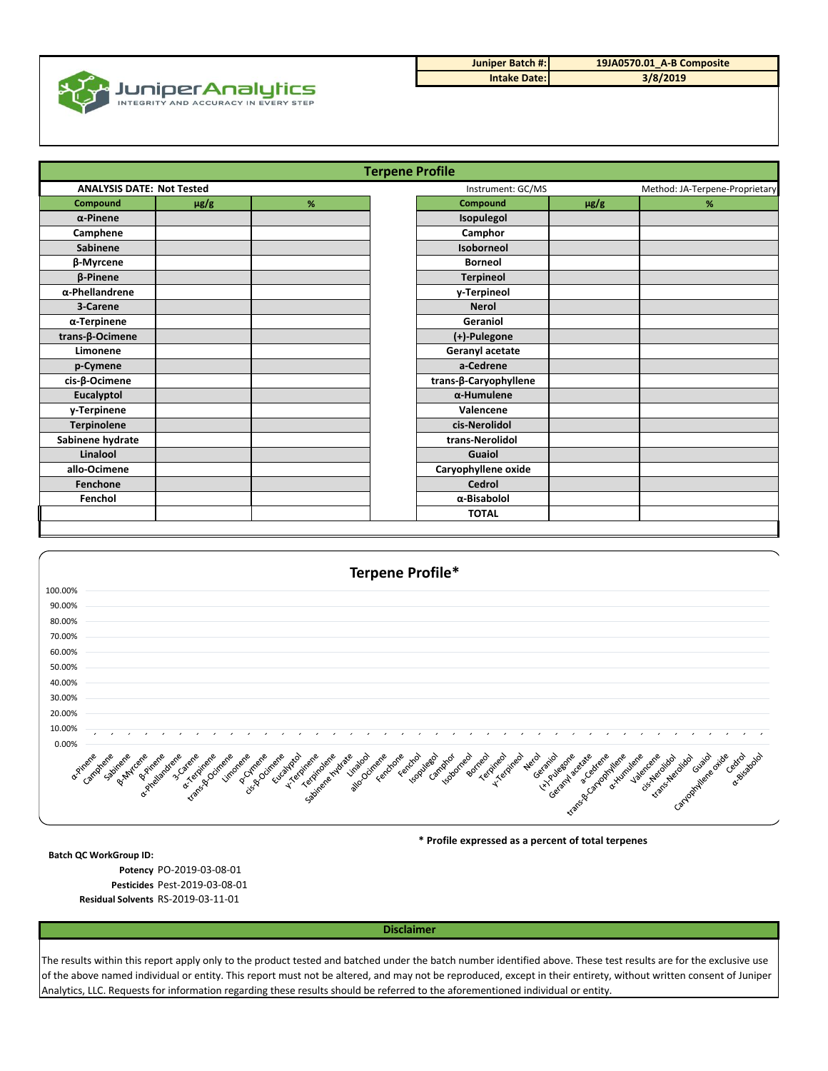JuniperAnalytics
INTEGRITY AND ACCURACY IN EVERY STEP

| Juniper Batch #: | 19JA0570.01_A-B Composite |
|---|---|
| Intake Date: | 3/8/2019 |

## Terpene Profile

**ANALYSIS DATE: Not Tested** Instrument: GC/MS Method: JA-Terpene-Proprietary

| Compound | μg/g | % | Compound | μg/g | % |
|---|---|---|---|---|---|
| α-Pinene | | | Isopulegol | | |
| Camphene | | | Camphor | | |
| Sabinene | | | Isoborneol | | |
| β-Myrcene | | | Borneol | | |
| β-Pinene | | | Terpineol | | |
| α-Phellandrene | | | γ-Terpineol | | |
| 3-Carene | | | Nerol | | |
| α-Terpinene | | | Geraniol | | |
| trans-β-Ocimene | | | (+)-Pulegone | | |
| Limonene | | | Geranyl acetate | | |
| p-Cymene | | | a-Cedrene | | |
| cis-β-Ocimene | | | trans-β-Caryophyllene | | |
| Eucalyptol | | | α-Humulene | | |
| γ-Terpinene | | | Valencene | | |
| Terpinolene | | | cis-Nerolidol | | |
| Sabinene hydrate | | | trans-Nerolidol | | |
| Linalool | | | Guaiol | | |
| allo-Ocimene | | | Caryophyllene oxide | | |
| Fenchone | | | Cedrol | | |
| Fenchol | | | α-Bisabolol | | |
| | | | TOTAL | | |

Terpene Profile*

100.00%
90.00%
80.00%
70.00%
60.00%
50.00%
40.00%
30.00%
20.00%
10.00%
0.00%

α-Pinene, Camphene, Sabinene, β-Myrcene, β-Pinene, α-Phellandrene, 3-Carene, α-Terpinene, trans-β-Ocimene, Limonene, p-Cymene, cis-β-Ocimene, Eucalyptol, γ-Terpinene, Terpinolene, Sabinene hydrate, Linalool, allo-Ocimene, Fenchone, Fenchol, Isopulegol, Camphor, Isoborneol, Borneol, Terpineol, γ-Terpineol, Nerol, Geraniol, (+)-Pulegone, Geranyl acetate, a-Cedrene, trans-β-Caryophyllene, α-Humulene, Valencene, cis-Nerolidol, trans-Nerolidol, Guaiol, Caryophyllene oxide, Cedrol, α-Bisabolol

**\* Profile expressed as a percent of total terpenes**

**Batch QC WorkGroup ID:**

**Potency** PO-2019-03-08-01
**Pesticides** Pest-2019-03-08-01
**Residual Solvents** RS-2019-03-11-01

## Disclaimer

The results within this report apply only to the product tested and batched under the batch number identified above. These test results are for the exclusive use of the above named individual or entity. This report must not be altered, and may not be reproduced, except in their entirety, without written consent of Juniper Analytics, LLC. Requests for information regarding these results should be referred to the aforementioned individual or entity.